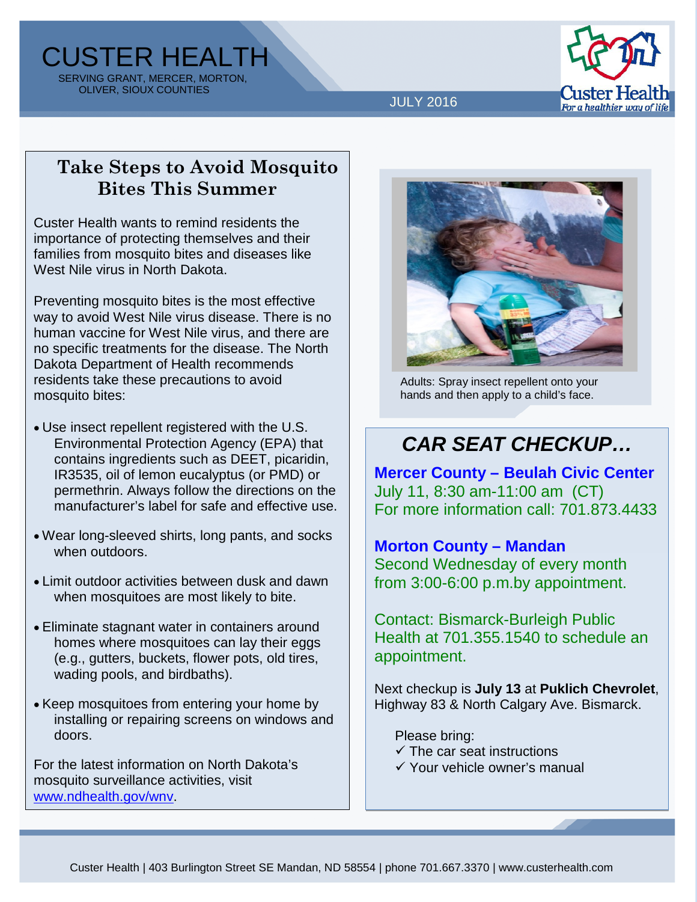# CUSTER HEALTH

SERVING GRANT, MERCER, MORTON, OLIVER, SIOUX COUNTIES

JULY 2016

Custer Health
*For a healthier way of life*

## Take Steps to Avoid Mosquito Bites This Summer

Custer Health wants to remind residents the importance of protecting themselves and their families from mosquito bites and diseases like West Nile virus in North Dakota.

Preventing mosquito bites is the most effective way to avoid West Nile virus disease. There is no human vaccine for West Nile virus, and there are no specific treatments for the disease. The North Dakota Department of Health recommends residents take these precautions to avoid mosquito bites:

- Use insect repellent registered with the U.S. Environmental Protection Agency (EPA) that contains ingredients such as DEET, picaridin, IR3535, oil of lemon eucalyptus (or PMD) or permethrin. Always follow the directions on the manufacturer's label for safe and effective use.
- Wear long-sleeved shirts, long pants, and socks when outdoors.
- Limit outdoor activities between dusk and dawn when mosquitoes are most likely to bite.
- Eliminate stagnant water in containers around homes where mosquitoes can lay their eggs (e.g., gutters, buckets, flower pots, old tires, wading pools, and birdbaths).
- Keep mosquitoes from entering your home by installing or repairing screens on windows and doors.

For the latest information on North Dakota's mosquito surveillance activities, visit www.ndhealth.gov/wnv.

Adults: Spray insect repellent onto your hands and then apply to a child's face.

## *CAR SEAT CHECKUP…*

**Mercer County – Beulah Civic Center**
July 11, 8:30 am-11:00 am (CT)
For more information call: 701.873.4433

**Morton County – Mandan**
Second Wednesday of every month from 3:00-6:00 p.m.by appointment.

Contact: Bismarck-Burleigh Public Health at 701.355.1540 to schedule an appointment.

Next checkup is **July 13** at **Puklich Chevrolet**, Highway 83 & North Calgary Ave. Bismarck.

Please bring:

- ✓ The car seat instructions
- ✓ Your vehicle owner's manual

Custer Health | 403 Burlington Street SE Mandan, ND 58554 | phone 701.667.3370 | www.custerhealth.com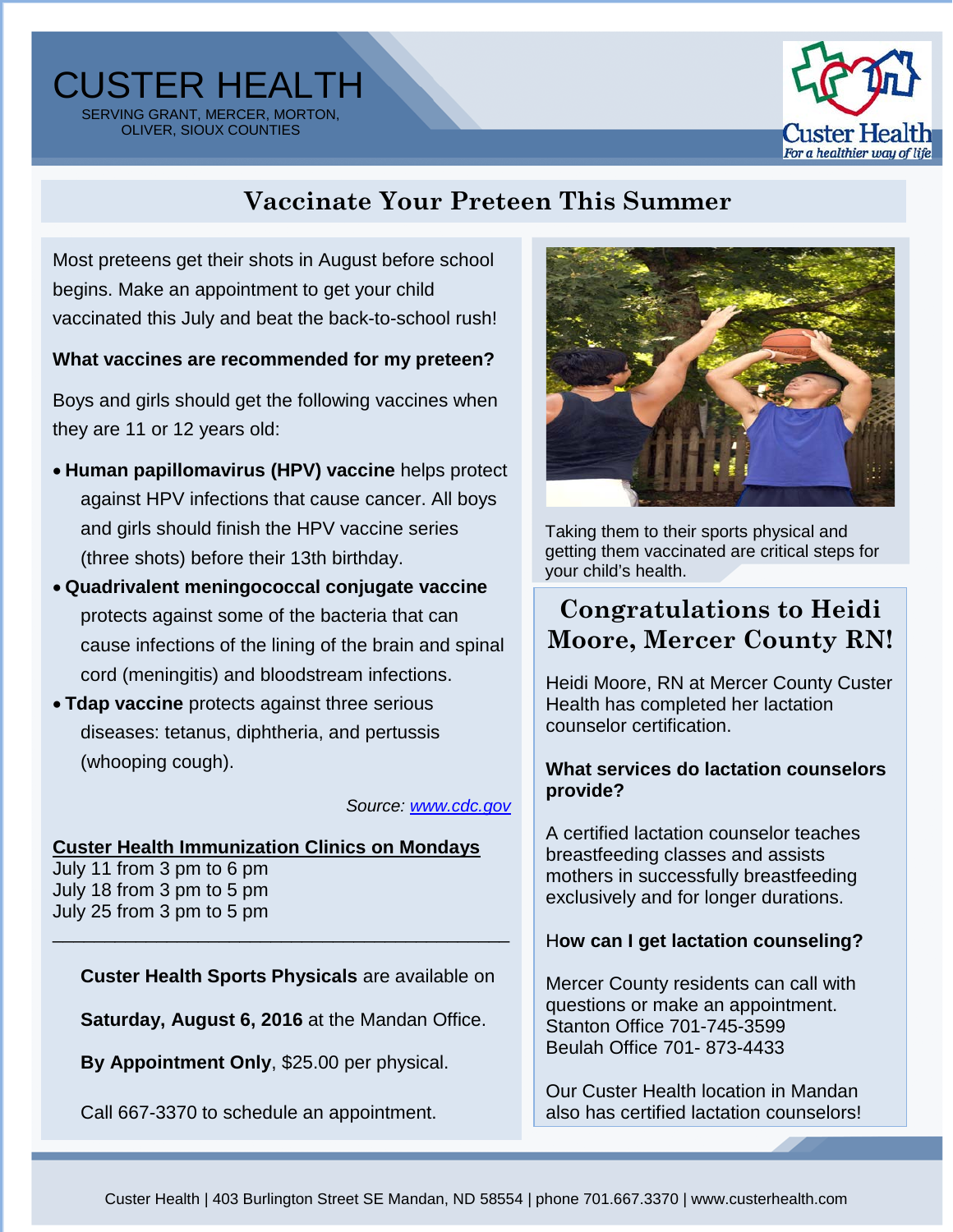# CUSTER HEALTH

SERVING GRANT, MERCER, MORTON, OLIVER, SIOUX COUNTIES

Custer Health
*For a healthier way of life*

## Vaccinate Your Preteen This Summer

Most preteens get their shots in August before school begins. Make an appointment to get your child vaccinated this July and beat the back-to-school rush!

**What vaccines are recommended for my preteen?**

Boys and girls should get the following vaccines when they are 11 or 12 years old:

- **Human papillomavirus (HPV) vaccine** helps protect against HPV infections that cause cancer. All boys and girls should finish the HPV vaccine series (three shots) before their 13th birthday.
- **Quadrivalent meningococcal conjugate vaccine** protects against some of the bacteria that can cause infections of the lining of the brain and spinal cord (meningitis) and bloodstream infections.
- **Tdap vaccine** protects against three serious diseases: tetanus, diphtheria, and pertussis (whooping cough).

*Source: www.cdc.gov*

**Custer Health Immunization Clinics on Mondays**

July 11 from 3 pm to 6 pm
July 18 from 3 pm to 5 pm
July 25 from 3 pm to 5 pm

---

**Custer Health Sports Physicals** are available on

**Saturday, August 6, 2016** at the Mandan Office.

**By Appointment Only**, $25.00 per physical.

Call 667-3370 to schedule an appointment.

Taking them to their sports physical and getting them vaccinated are critical steps for your child's health.

## Congratulations to Heidi Moore, Mercer County RN!

Heidi Moore, RN at Mercer County Custer Health has completed her lactation counselor certification.

**What services do lactation counselors provide?**

A certified lactation counselor teaches breastfeeding classes and assists mothers in successfully breastfeeding exclusively and for longer durations.

**How can I get lactation counseling?**

Mercer County residents can call with questions or make an appointment.
Stanton Office 701-745-3599
Beulah Office 701- 873-4433

Our Custer Health location in Mandan also has certified lactation counselors!

Custer Health | 403 Burlington Street SE Mandan, ND 58554 | phone 701.667.3370 | www.custerhealth.com